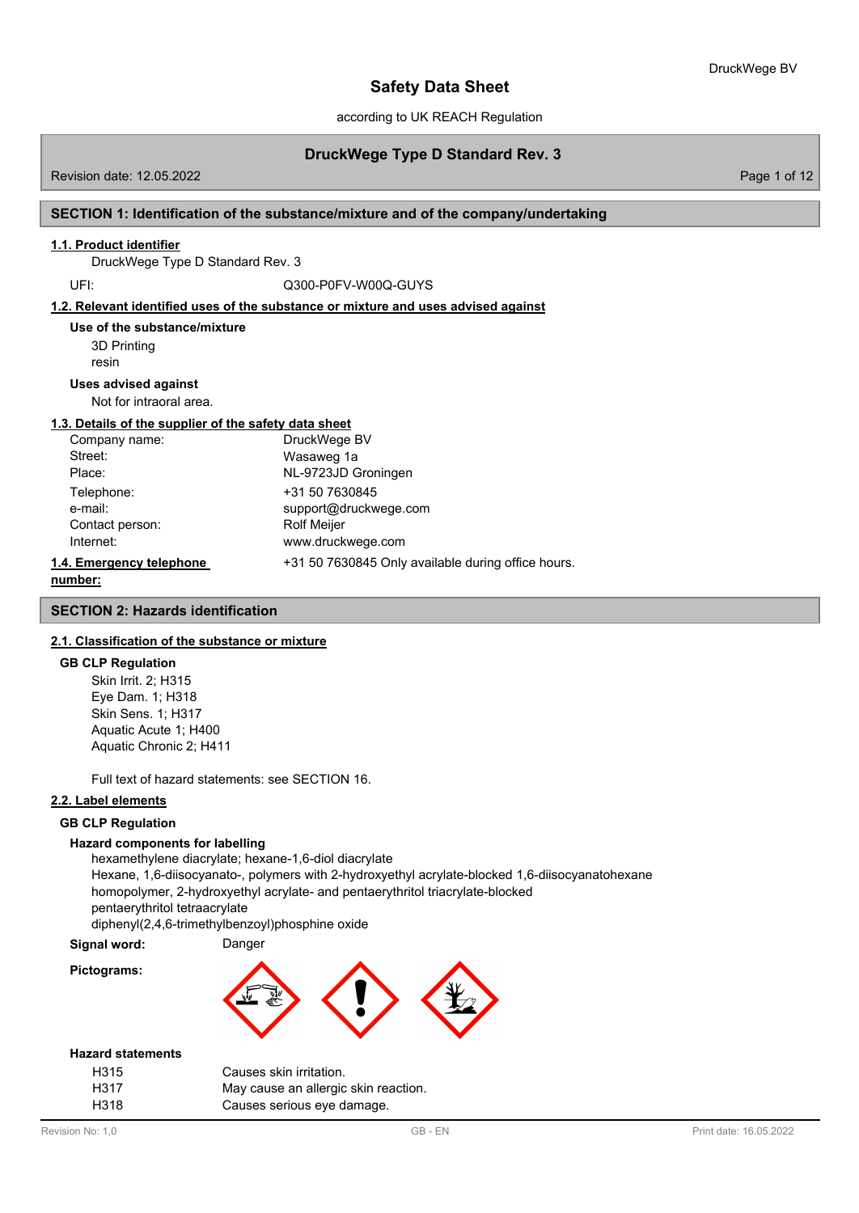# Safety Data Sheet

according to UK REACH Regulation

## DruckWege Type D Standard Rev. 3

Revision date: 12.05.2022

## SECTION 1: Identification of the substance/mixture and of the company/undertaking

### 1.1. Product identifier

DruckWege Type D Standard Rev. 3

UFI: Q300-P0FV-W00Q-GUYS

### 1.2. Relevant identified uses of the substance or mixture and uses advised against

**Use of the substance/mixture**

3D Printing
resin

**Uses advised against**

Not for intraoral area.

### 1.3. Details of the supplier of the safety data sheet

| | |
|---|---|
| Company name: | DruckWege BV |
| Street: | Wasaweg 1a |
| Place: | NL-9723JD Groningen |
| Telephone: | +31 50 7630845 |
| e-mail: | support@druckwege.com |
| Contact person: | Rolf Meijer |
| Internet: | www.druckwege.com |

### 1.4. Emergency telephone number:

+31 50 7630845 Only available during office hours.

## SECTION 2: Hazards identification

### 2.1. Classification of the substance or mixture

**GB CLP Regulation**

Skin Irrit. 2; H315
Eye Dam. 1; H318
Skin Sens. 1; H317
Aquatic Acute 1; H400
Aquatic Chronic 2; H411

Full text of hazard statements: see SECTION 16.

### 2.2. Label elements

**GB CLP Regulation**

**Hazard components for labelling**

hexamethylene diacrylate; hexane-1,6-diol diacrylate
Hexane, 1,6-diisocyanato-, polymers with 2-hydroxyethyl acrylate-blocked 1,6-diisocyanatohexane homopolymer, 2-hydroxyethyl acrylate- and pentaerythritol triacrylate-blocked
pentaerythritol tetraacrylate
diphenyl(2,4,6-trimethylbenzoyl)phosphine oxide

**Signal word:** Danger

**Pictograms:**

**Hazard statements**

| | |
|---|---|
| H315 | Causes skin irritation. |
| H317 | May cause an allergic skin reaction. |
| H318 | Causes serious eye damage. |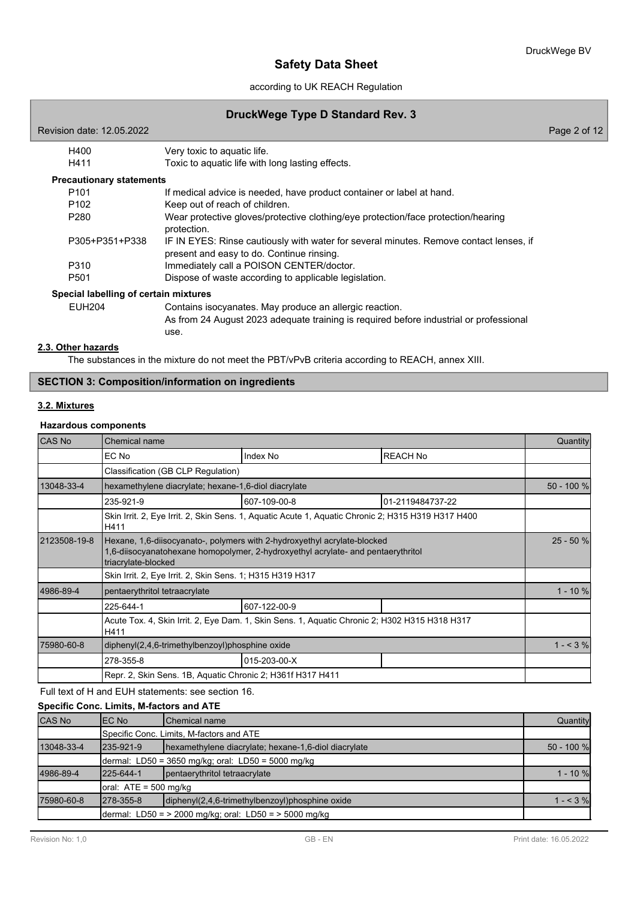| | |
|---|---|
| H400 | Very toxic to aquatic life. |
| H411 | Toxic to aquatic life with long lasting effects. |

**Precautionary statements**

| | |
|---|---|
| P101 | If medical advice is needed, have product container or label at hand. |
| P102 | Keep out of reach of children. |
| P280 | Wear protective gloves/protective clothing/eye protection/face protection/hearing protection. |
| P305+P351+P338 | IF IN EYES: Rinse cautiously with water for several minutes. Remove contact lenses, if present and easy to do. Continue rinsing. |
| P310 | Immediately call a POISON CENTER/doctor. |
| P501 | Dispose of waste according to applicable legislation. |

**Special labelling of certain mixtures**

| | |
|---|---|
| EUH204 | Contains isocyanates. May produce an allergic reaction.<br>As from 24 August 2023 adequate training is required before industrial or professional use. |

### 2.3. Other hazards

The substances in the mixture do not meet the PBT/vPvB criteria according to REACH, annex XIII.

## SECTION 3: Composition/information on ingredients

### 3.2. Mixtures

**Hazardous components**

| CAS No | Chemical name | | | Quantity |
|---|---|---|---|---|
| | EC No | Index No | REACH No | |
| | Classification (GB CLP Regulation) | | | |
| 13048-33-4 | hexamethylene diacrylate; hexane-1,6-diol diacrylate | | | 50 - 100 % |
| | 235-921-9 | 607-109-00-8 | 01-2119484737-22 | |
| | Skin Irrit. 2, Eye Irrit. 2, Skin Sens. 1, Aquatic Acute 1, Aquatic Chronic 2; H315 H319 H317 H400 H411 | | | |
| 2123508-19-8 | Hexane, 1,6-diisocyanato-, polymers with 2-hydroxyethyl acrylate-blocked 1,6-diisocyanatohexane homopolymer, 2-hydroxyethyl acrylate- and pentaerythritol triacrylate-blocked | | | 25 - 50 % |
| | Skin Irrit. 2, Eye Irrit. 2, Skin Sens. 1; H315 H319 H317 | | | |
| 4986-89-4 | pentaerythritol tetraacrylate | | | 1 - 10 % |
| | 225-644-1 | 607-122-00-9 | | |
| | Acute Tox. 4, Skin Irrit. 2, Eye Dam. 1, Skin Sens. 1, Aquatic Chronic 2; H302 H315 H318 H317 H411 | | | |
| 75980-60-8 | diphenyl(2,4,6-trimethylbenzoyl)phosphine oxide | | | 1 - < 3 % |
| | 278-355-8 | 015-203-00-X | | |
| | Repr. 2, Skin Sens. 1B, Aquatic Chronic 2; H361f H317 H411 | | | |

Full text of H and EUH statements: see section 16.

**Specific Conc. Limits, M-factors and ATE**

| CAS No | EC No | Chemical name | Quantity |
|---|---|---|---|
| | Specific Conc. Limits, M-factors and ATE | | |
| 13048-33-4 | 235-921-9 | hexamethylene diacrylate; hexane-1,6-diol diacrylate | 50 - 100 % |
| | dermal: LD50 = 3650 mg/kg; oral: LD50 = 5000 mg/kg | | |
| 4986-89-4 | 225-644-1 | pentaerythritol tetraacrylate | 1 - 10 % |
| | oral: ATE = 500 mg/kg | | |
| 75980-60-8 | 278-355-8 | diphenyl(2,4,6-trimethylbenzoyl)phosphine oxide | 1 - < 3 % |
| | dermal: LD50 = > 2000 mg/kg; oral: LD50 = > 5000 mg/kg | | |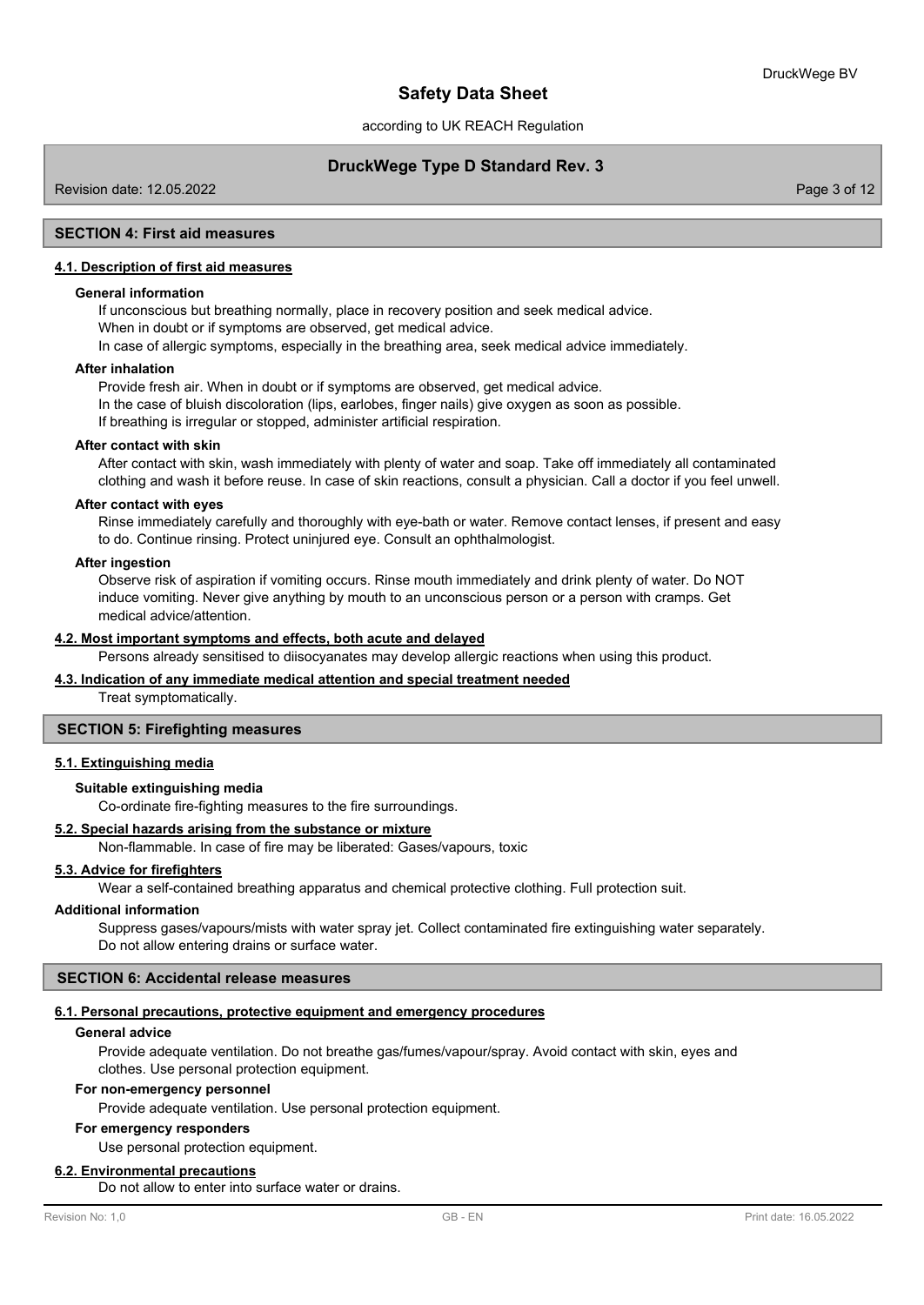## SECTION 4: First aid measures

### 4.1. Description of first aid measures

**General information**

If unconscious but breathing normally, place in recovery position and seek medical advice.
When in doubt or if symptoms are observed, get medical advice.
In case of allergic symptoms, especially in the breathing area, seek medical advice immediately.

**After inhalation**

Provide fresh air. When in doubt or if symptoms are observed, get medical advice.
In the case of bluish discoloration (lips, earlobes, finger nails) give oxygen as soon as possible.
If breathing is irregular or stopped, administer artificial respiration.

**After contact with skin**

After contact with skin, wash immediately with plenty of water and soap. Take off immediately all contaminated clothing and wash it before reuse. In case of skin reactions, consult a physician. Call a doctor if you feel unwell.

**After contact with eyes**

Rinse immediately carefully and thoroughly with eye-bath or water. Remove contact lenses, if present and easy to do. Continue rinsing. Protect uninjured eye. Consult an ophthalmologist.

**After ingestion**

Observe risk of aspiration if vomiting occurs. Rinse mouth immediately and drink plenty of water. Do NOT induce vomiting. Never give anything by mouth to an unconscious person or a person with cramps. Get medical advice/attention.

### 4.2. Most important symptoms and effects, both acute and delayed

Persons already sensitised to diisocyanates may develop allergic reactions when using this product.

### 4.3. Indication of any immediate medical attention and special treatment needed

Treat symptomatically.

## SECTION 5: Firefighting measures

### 5.1. Extinguishing media

**Suitable extinguishing media**

Co-ordinate fire-fighting measures to the fire surroundings.

### 5.2. Special hazards arising from the substance or mixture

Non-flammable. In case of fire may be liberated: Gases/vapours, toxic

### 5.3. Advice for firefighters

Wear a self-contained breathing apparatus and chemical protective clothing. Full protection suit.

**Additional information**

Suppress gases/vapours/mists with water spray jet. Collect contaminated fire extinguishing water separately. Do not allow entering drains or surface water.

## SECTION 6: Accidental release measures

### 6.1. Personal precautions, protective equipment and emergency procedures

**General advice**

Provide adequate ventilation. Do not breathe gas/fumes/vapour/spray. Avoid contact with skin, eyes and clothes. Use personal protection equipment.

**For non-emergency personnel**

Provide adequate ventilation. Use personal protection equipment.

**For emergency responders**

Use personal protection equipment.

### 6.2. Environmental precautions

Do not allow to enter into surface water or drains.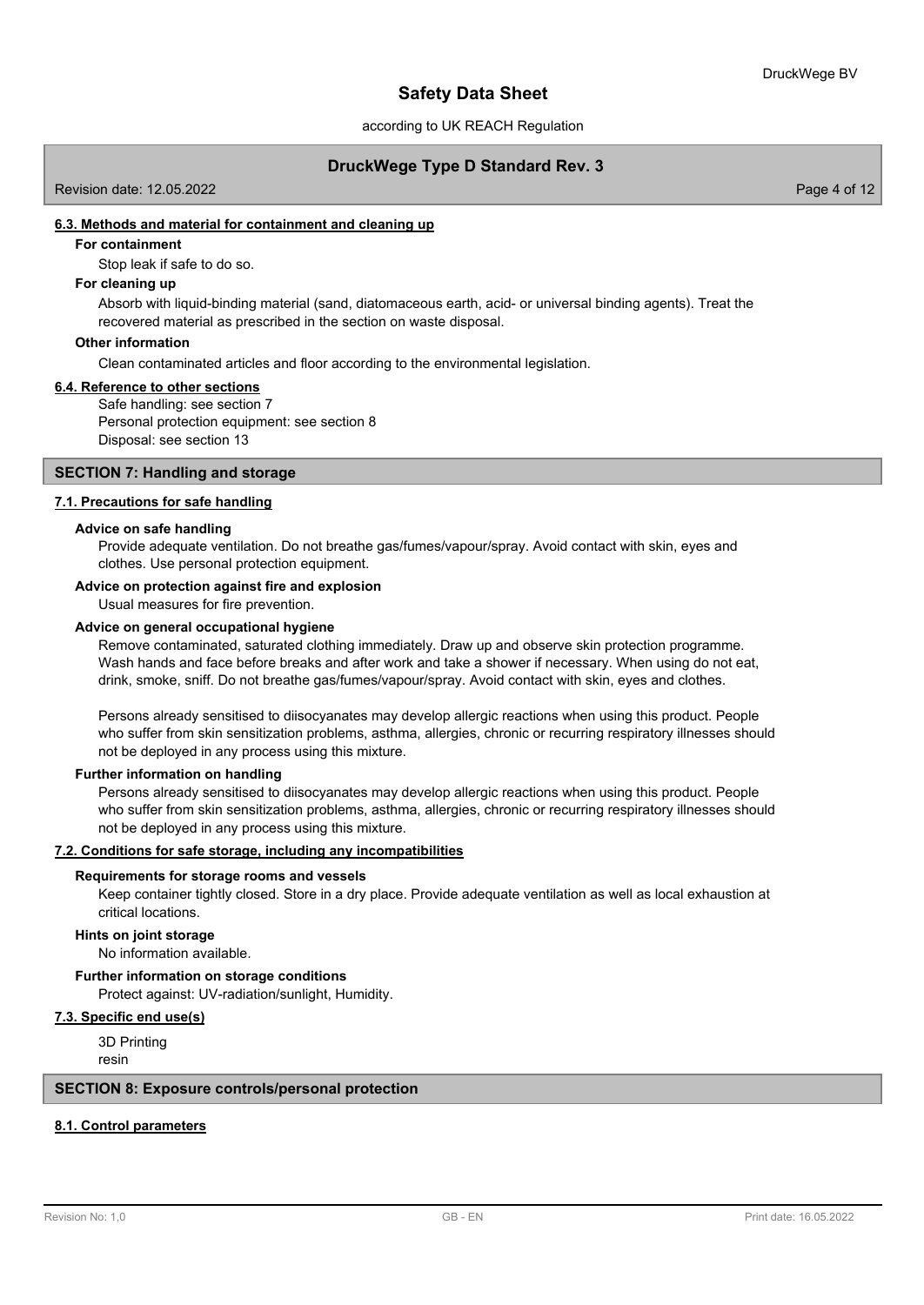#### 6.3. Methods and material for containment and cleaning up

**For containment**

Stop leak if safe to do so.

**For cleaning up**

Absorb with liquid-binding material (sand, diatomaceous earth, acid- or universal binding agents). Treat the recovered material as prescribed in the section on waste disposal.

**Other information**

Clean contaminated articles and floor according to the environmental legislation.

#### 6.4. Reference to other sections

Safe handling: see section 7
Personal protection equipment: see section 8
Disposal: see section 13

## SECTION 7: Handling and storage

#### 7.1. Precautions for safe handling

**Advice on safe handling**

Provide adequate ventilation. Do not breathe gas/fumes/vapour/spray. Avoid contact with skin, eyes and clothes. Use personal protection equipment.

**Advice on protection against fire and explosion**

Usual measures for fire prevention.

**Advice on general occupational hygiene**

Remove contaminated, saturated clothing immediately. Draw up and observe skin protection programme. Wash hands and face before breaks and after work and take a shower if necessary. When using do not eat, drink, smoke, sniff. Do not breathe gas/fumes/vapour/spray. Avoid contact with skin, eyes and clothes.

Persons already sensitised to diisocyanates may develop allergic reactions when using this product. People who suffer from skin sensitization problems, asthma, allergies, chronic or recurring respiratory illnesses should not be deployed in any process using this mixture.

**Further information on handling**

Persons already sensitised to diisocyanates may develop allergic reactions when using this product. People who suffer from skin sensitization problems, asthma, allergies, chronic or recurring respiratory illnesses should not be deployed in any process using this mixture.

#### 7.2. Conditions for safe storage, including any incompatibilities

**Requirements for storage rooms and vessels**

Keep container tightly closed. Store in a dry place. Provide adequate ventilation as well as local exhaustion at critical locations.

**Hints on joint storage**

No information available.

**Further information on storage conditions**

Protect against: UV-radiation/sunlight, Humidity.

#### 7.3. Specific end use(s)

3D Printing
resin

## SECTION 8: Exposure controls/personal protection

#### 8.1. Control parameters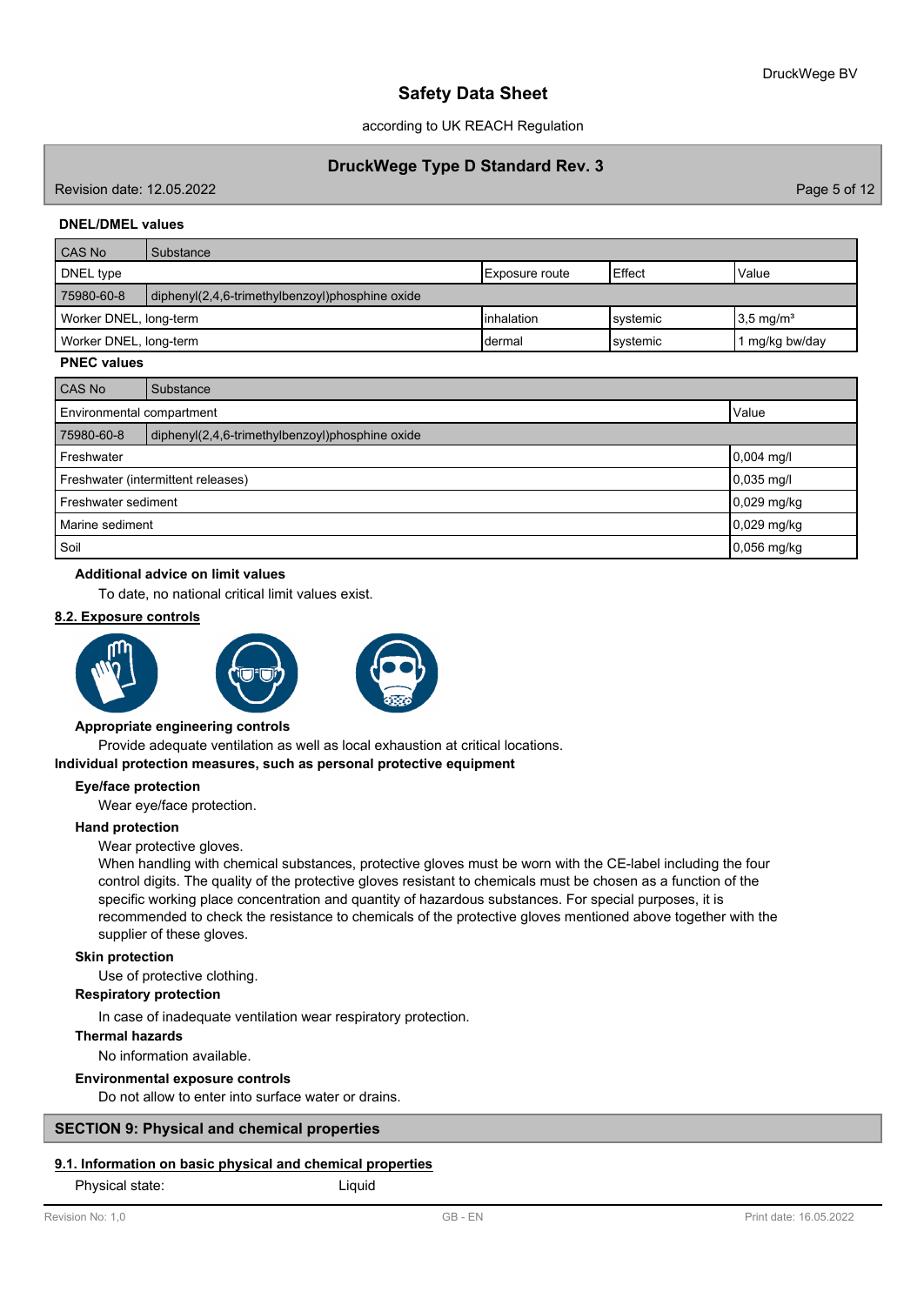**DNEL/DMEL values**

| CAS No | Substance | | | |
|---|---|---|---|---|
| DNEL type | | Exposure route | Effect | Value |
| 75980-60-8 | diphenyl(2,4,6-trimethylbenzoyl)phosphine oxide | | | |
| Worker DNEL, long-term | | inhalation | systemic | 3,5 mg/m³ |
| Worker DNEL, long-term | | dermal | systemic | 1 mg/kg bw/day |

**PNEC values**

| CAS No | Substance | |
|---|---|---|
| Environmental compartment | | Value |
| 75980-60-8 | diphenyl(2,4,6-trimethylbenzoyl)phosphine oxide | |
| Freshwater | | 0,004 mg/l |
| Freshwater (intermittent releases) | | 0,035 mg/l |
| Freshwater sediment | | 0,029 mg/kg |
| Marine sediment | | 0,029 mg/kg |
| Soil | | 0,056 mg/kg |

**Additional advice on limit values**

To date, no national critical limit values exist.

## 8.2. Exposure controls

**Appropriate engineering controls**

Provide adequate ventilation as well as local exhaustion at critical locations.

**Individual protection measures, such as personal protective equipment**

**Eye/face protection**

Wear eye/face protection.

**Hand protection**

Wear protective gloves.

When handling with chemical substances, protective gloves must be worn with the CE-label including the four control digits. The quality of the protective gloves resistant to chemicals must be chosen as a function of the specific working place concentration and quantity of hazardous substances. For special purposes, it is recommended to check the resistance to chemicals of the protective gloves mentioned above together with the supplier of these gloves.

**Skin protection**

Use of protective clothing.

**Respiratory protection**

In case of inadequate ventilation wear respiratory protection.

**Thermal hazards**

No information available.

**Environmental exposure controls**

Do not allow to enter into surface water or drains.

# SECTION 9: Physical and chemical properties

## 9.1. Information on basic physical and chemical properties

Physical state: Liquid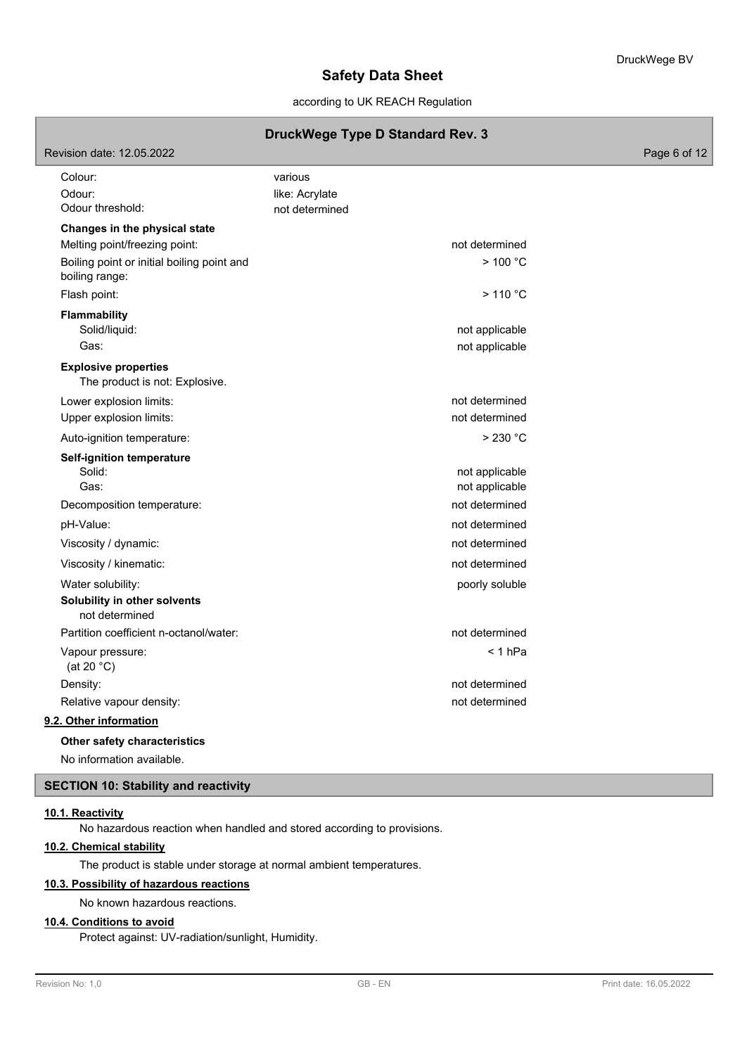| | | |
|---|---|---|
| Colour: | various | |
| Odour: | like: Acrylate | |
| Odour threshold: | not determined | |
| **Changes in the physical state** | | |
| Melting point/freezing point: | | not determined |
| Boiling point or initial boiling point and boiling range: | | > 100 °C |
| Flash point: | | > 110 °C |
| **Flammability** | | |
| Solid/liquid: | | not applicable |
| Gas: | | not applicable |
| **Explosive properties** | | |
| The product is not: Explosive. | | |
| Lower explosion limits: | | not determined |
| Upper explosion limits: | | not determined |
| Auto-ignition temperature: | | > 230 °C |
| **Self-ignition temperature** | | |
| Solid: | | not applicable |
| Gas: | | not applicable |
| Decomposition temperature: | | not determined |
| pH-Value: | | not determined |
| Viscosity / dynamic: | | not determined |
| Viscosity / kinematic: | | not determined |
| Water solubility: | | poorly soluble |
| **Solubility in other solvents** | | |
| not determined | | |
| Partition coefficient n-octanol/water: | | not determined |
| Vapour pressure: (at 20 °C) | | < 1 hPa |
| Density: | | not determined |
| Relative vapour density: | | not determined |

### 9.2. Other information

**Other safety characteristics**

No information available.

## SECTION 10: Stability and reactivity

### 10.1. Reactivity

No hazardous reaction when handled and stored according to provisions.

### 10.2. Chemical stability

The product is stable under storage at normal ambient temperatures.

### 10.3. Possibility of hazardous reactions

No known hazardous reactions.

### 10.4. Conditions to avoid

Protect against: UV-radiation/sunlight, Humidity.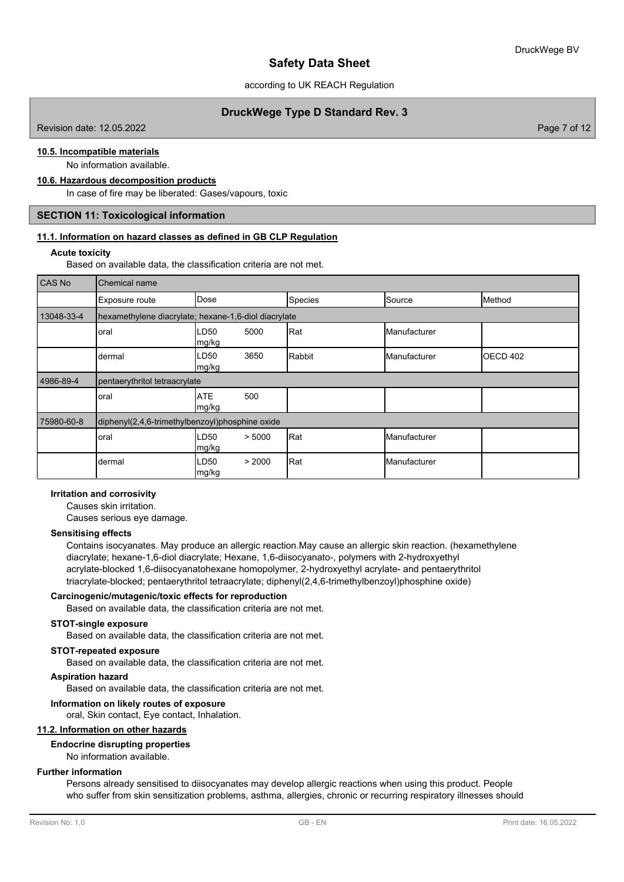#### 10.5. Incompatible materials

No information available.

#### 10.6. Hazardous decomposition products

In case of fire may be liberated: Gases/vapours, toxic

## SECTION 11: Toxicological information

### 11.1. Information on hazard classes as defined in GB CLP Regulation

**Acute toxicity**

Based on available data, the classification criteria are not met.

| CAS No | Chemical name | | | | |
|---|---|---|---|---|---|
| | Exposure route | Dose | Species | Source | Method |
| 13048-33-4 | hexamethylene diacrylate; hexane-1,6-diol diacrylate | | | | |
| | oral | LD50 5000 mg/kg | Rat | Manufacturer | |
| | dermal | LD50 3650 mg/kg | Rabbit | Manufacturer | OECD 402 |
| 4986-89-4 | pentaerythritol tetraacrylate | | | | |
| | oral | ATE 500 mg/kg | | | |
| 75980-60-8 | diphenyl(2,4,6-trimethylbenzoyl)phosphine oxide | | | | |
| | oral | LD50 > 5000 mg/kg | Rat | Manufacturer | |
| | dermal | LD50 > 2000 mg/kg | Rat | Manufacturer | |

**Irritation and corrosivity**

Causes skin irritation.
Causes serious eye damage.

**Sensitising effects**

Contains isocyanates. May produce an allergic reaction.May cause an allergic skin reaction. (hexamethylene diacrylate; hexane-1,6-diol diacrylate; Hexane, 1,6-diisocyanato-, polymers with 2-hydroxyethyl acrylate-blocked 1,6-diisocyanatohexane homopolymer, 2-hydroxyethyl acrylate- and pentaerythritol triacrylate-blocked; pentaerythritol tetraacrylate; diphenyl(2,4,6-trimethylbenzoyl)phosphine oxide)

**Carcinogenic/mutagenic/toxic effects for reproduction**

Based on available data, the classification criteria are not met.

**STOT-single exposure**

Based on available data, the classification criteria are not met.

**STOT-repeated exposure**

Based on available data, the classification criteria are not met.

**Aspiration hazard**

Based on available data, the classification criteria are not met.

**Information on likely routes of exposure**

oral, Skin contact, Eye contact, Inhalation.

### 11.2. Information on other hazards

**Endocrine disrupting properties**

No information available.

**Further information**

Persons already sensitised to diisocyanates may develop allergic reactions when using this product. People who suffer from skin sensitization problems, asthma, allergies, chronic or recurring respiratory illnesses should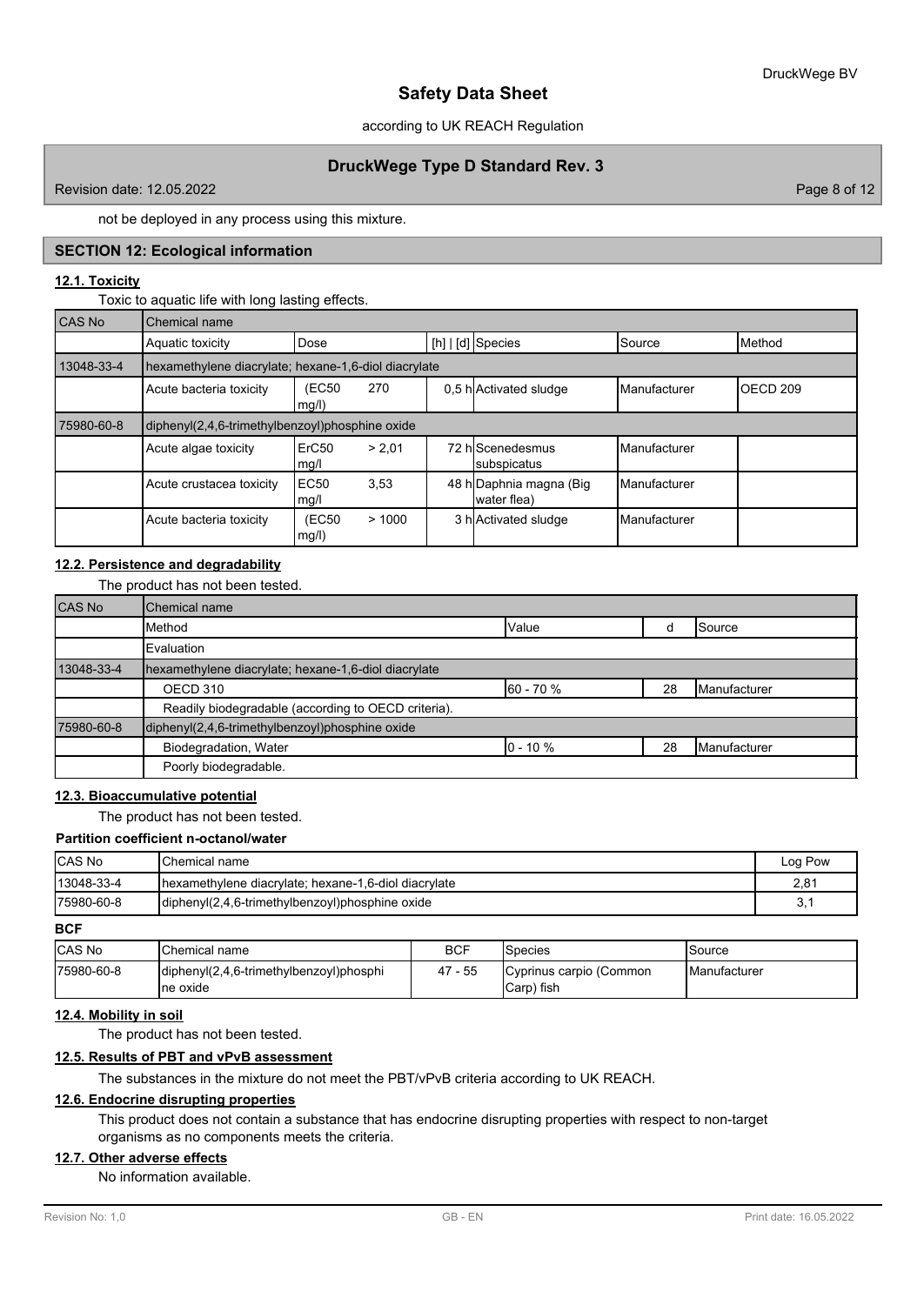not be deployed in any process using this mixture.

## SECTION 12: Ecological information

### 12.1. Toxicity

Toxic to aquatic life with long lasting effects.

| CAS No | Chemical name | | | | | | |
|---|---|---|---|---|---|---|---|
| | Aquatic toxicity | Dose | | [h] \| [d] | Species | Source | Method |
| 13048-33-4 | hexamethylene diacrylate; hexane-1,6-diol diacrylate | | | | | | |
| | Acute bacteria toxicity | (EC50 mg/l) | 270 | 0,5 h | Activated sludge | Manufacturer | OECD 209 |
| 75980-60-8 | diphenyl(2,4,6-trimethylbenzoyl)phosphine oxide | | | | | | |
| | Acute algae toxicity | ErC50 mg/l | > 2,01 | 72 h | Scenedesmus subspicatus | Manufacturer | |
| | Acute crustacea toxicity | EC50 mg/l | 3,53 | 48 h | Daphnia magna (Big water flea) | Manufacturer | |
| | Acute bacteria toxicity | (EC50 mg/l) | > 1000 | 3 h | Activated sludge | Manufacturer | |

### 12.2. Persistence and degradability

The product has not been tested.

| CAS No | Chemical name | | | |
|---|---|---|---|---|
| | Method | Value | d | Source |
| | Evaluation | | | |
| 13048-33-4 | hexamethylene diacrylate; hexane-1,6-diol diacrylate | | | |
| | OECD 310 | 60 - 70 % | 28 | Manufacturer |
| | Readily biodegradable (according to OECD criteria). | | | |
| 75980-60-8 | diphenyl(2,4,6-trimethylbenzoyl)phosphine oxide | | | |
| | Biodegradation, Water | 0 - 10 % | 28 | Manufacturer |
| | Poorly biodegradable. | | | |

### 12.3. Bioaccumulative potential

The product has not been tested.

**Partition coefficient n-octanol/water**

| CAS No | Chemical name | Log Pow |
|---|---|---|
| 13048-33-4 | hexamethylene diacrylate; hexane-1,6-diol diacrylate | 2,81 |
| 75980-60-8 | diphenyl(2,4,6-trimethylbenzoyl)phosphine oxide | 3,1 |

**BCF**

| CAS No | Chemical name | BCF | Species | Source |
|---|---|---|---|---|
| 75980-60-8 | diphenyl(2,4,6-trimethylbenzoyl)phosphine oxide | 47 - 55 | Cyprinus carpio (Common Carp) fish | Manufacturer |

### 12.4. Mobility in soil

The product has not been tested.

### 12.5. Results of PBT and vPvB assessment

The substances in the mixture do not meet the PBT/vPvB criteria according to UK REACH.

### 12.6. Endocrine disrupting properties

This product does not contain a substance that has endocrine disrupting properties with respect to non-target organisms as no components meets the criteria.

### 12.7. Other adverse effects

No information available.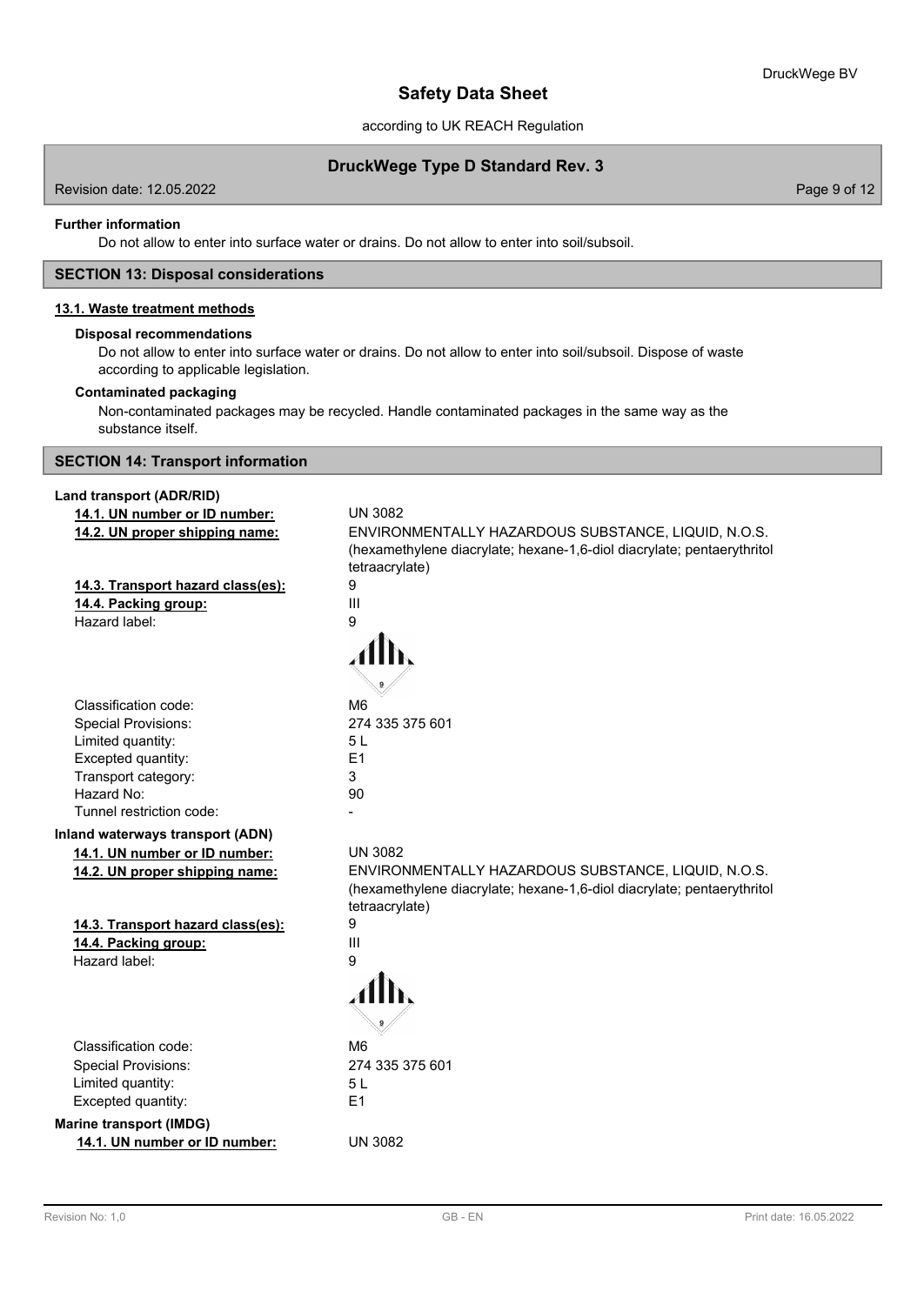**Further information**

Do not allow to enter into surface water or drains. Do not allow to enter into soil/subsoil.

## SECTION 13: Disposal considerations

### 13.1. Waste treatment methods

**Disposal recommendations**

Do not allow to enter into surface water or drains. Do not allow to enter into soil/subsoil. Dispose of waste according to applicable legislation.

**Contaminated packaging**

Non-contaminated packages may be recycled. Handle contaminated packages in the same way as the substance itself.

## SECTION 14: Transport information

**Land transport (ADR/RID)**

| | |
|---|---|
| **14.1. UN number or ID number:** | UN 3082 |
| **14.2. UN proper shipping name:** | ENVIRONMENTALLY HAZARDOUS SUBSTANCE, LIQUID, N.O.S. (hexamethylene diacrylate; hexane-1,6-diol diacrylate; pentaerythritol tetraacrylate) |
| **14.3. Transport hazard class(es):** | 9 |
| **14.4. Packing group:** | III |
| Hazard label: | 9 |
| Classification code: | M6 |
| Special Provisions: | 274 335 375 601 |
| Limited quantity: | 5 L |
| Excepted quantity: | E1 |
| Transport category: | 3 |
| Hazard No: | 90 |
| Tunnel restriction code: | - |

**Inland waterways transport (ADN)**

| | |
|---|---|
| **14.1. UN number or ID number:** | UN 3082 |
| **14.2. UN proper shipping name:** | ENVIRONMENTALLY HAZARDOUS SUBSTANCE, LIQUID, N.O.S. (hexamethylene diacrylate; hexane-1,6-diol diacrylate; pentaerythritol tetraacrylate) |
| **14.3. Transport hazard class(es):** | 9 |
| **14.4. Packing group:** | III |
| Hazard label: | 9 |
| Classification code: | M6 |
| Special Provisions: | 274 335 375 601 |
| Limited quantity: | 5 L |
| Excepted quantity: | E1 |

**Marine transport (IMDG)**

| | |
|---|---|
| **14.1. UN number or ID number:** | UN 3082 |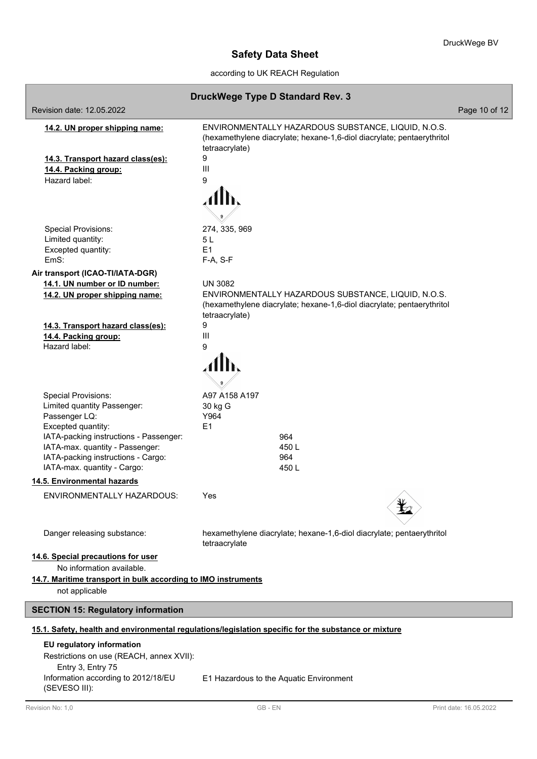**14.2. UN proper shipping name:** ENVIRONMENTALLY HAZARDOUS SUBSTANCE, LIQUID, N.O.S. (hexamethylene diacrylate; hexane-1,6-diol diacrylate; pentaerythritol tetraacrylate)

**14.3. Transport hazard class(es):** 9

**14.4. Packing group:** III

Hazard label: 9

Special Provisions: 274, 335, 969

Limited quantity: 5 L

Excepted quantity: E1

EmS: F-A, S-F

**Air transport (ICAO-TI/IATA-DGR)**

**14.1. UN number or ID number:** UN 3082

**14.2. UN proper shipping name:** ENVIRONMENTALLY HAZARDOUS SUBSTANCE, LIQUID, N.O.S. (hexamethylene diacrylate; hexane-1,6-diol diacrylate; pentaerythritol tetraacrylate)

**14.3. Transport hazard class(es):** 9

**14.4. Packing group:** III

Hazard label: 9

Special Provisions: A97 A158 A197

Limited quantity Passenger: 30 kg G

Passenger LQ: Y964

Excepted quantity: E1

IATA-packing instructions - Passenger: 964

IATA-max. quantity - Passenger: 450 L

IATA-packing instructions - Cargo: 964

IATA-max. quantity - Cargo: 450 L

**14.5. Environmental hazards**

ENVIRONMENTALLY HAZARDOUS: Yes

Danger releasing substance: hexamethylene diacrylate; hexane-1,6-diol diacrylate; pentaerythritol tetraacrylate

**14.6. Special precautions for user**

No information available.

**14.7. Maritime transport in bulk according to IMO instruments**

not applicable

## SECTION 15: Regulatory information

**15.1. Safety, health and environmental regulations/legislation specific for the substance or mixture**

**EU regulatory information**

Restrictions on use (REACH, annex XVII):

Entry 3, Entry 75

Information according to 2012/18/EU (SEVESO III): E1 Hazardous to the Aquatic Environment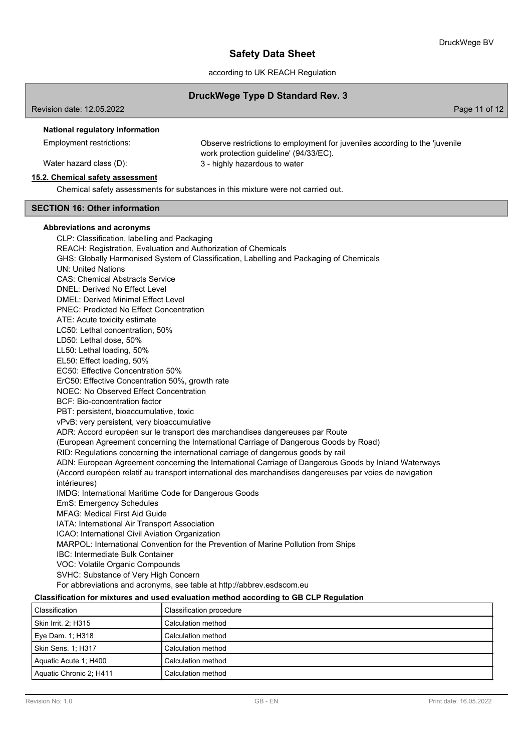**National regulatory information**

Employment restrictions: Observe restrictions to employment for juveniles according to the 'juvenile work protection guideline' (94/33/EC).

Water hazard class (D): 3 - highly hazardous to water

**15.2. Chemical safety assessment**

Chemical safety assessments for substances in this mixture were not carried out.

## SECTION 16: Other information

**Abbreviations and acronyms**

CLP: Classification, labelling and Packaging
REACH: Registration, Evaluation and Authorization of Chemicals
GHS: Globally Harmonised System of Classification, Labelling and Packaging of Chemicals
UN: United Nations
CAS: Chemical Abstracts Service
DNEL: Derived No Effect Level
DMEL: Derived Minimal Effect Level
PNEC: Predicted No Effect Concentration
ATE: Acute toxicity estimate
LC50: Lethal concentration, 50%
LD50: Lethal dose, 50%
LL50: Lethal loading, 50%
EL50: Effect loading, 50%
EC50: Effective Concentration 50%
ErC50: Effective Concentration 50%, growth rate
NOEC: No Observed Effect Concentration
BCF: Bio-concentration factor
PBT: persistent, bioaccumulative, toxic
vPvB: very persistent, very bioaccumulative
ADR: Accord européen sur le transport des marchandises dangereuses par Route
(European Agreement concerning the International Carriage of Dangerous Goods by Road)
RID: Regulations concerning the international carriage of dangerous goods by rail
ADN: European Agreement concerning the International Carriage of Dangerous Goods by Inland Waterways
(Accord européen relatif au transport international des marchandises dangereuses par voies de navigation intérieures)
IMDG: International Maritime Code for Dangerous Goods
EmS: Emergency Schedules
MFAG: Medical First Aid Guide
IATA: International Air Transport Association
ICAO: International Civil Aviation Organization
MARPOL: International Convention for the Prevention of Marine Pollution from Ships
IBC: Intermediate Bulk Container
VOC: Volatile Organic Compounds
SVHC: Substance of Very High Concern
For abbreviations and acronyms, see table at http://abbrev.esdscom.eu

**Classification for mixtures and used evaluation method according to GB CLP Regulation**

| Classification | Classification procedure |
|---|---|
| Skin Irrit. 2; H315 | Calculation method |
| Eye Dam. 1; H318 | Calculation method |
| Skin Sens. 1; H317 | Calculation method |
| Aquatic Acute 1; H400 | Calculation method |
| Aquatic Chronic 2; H411 | Calculation method |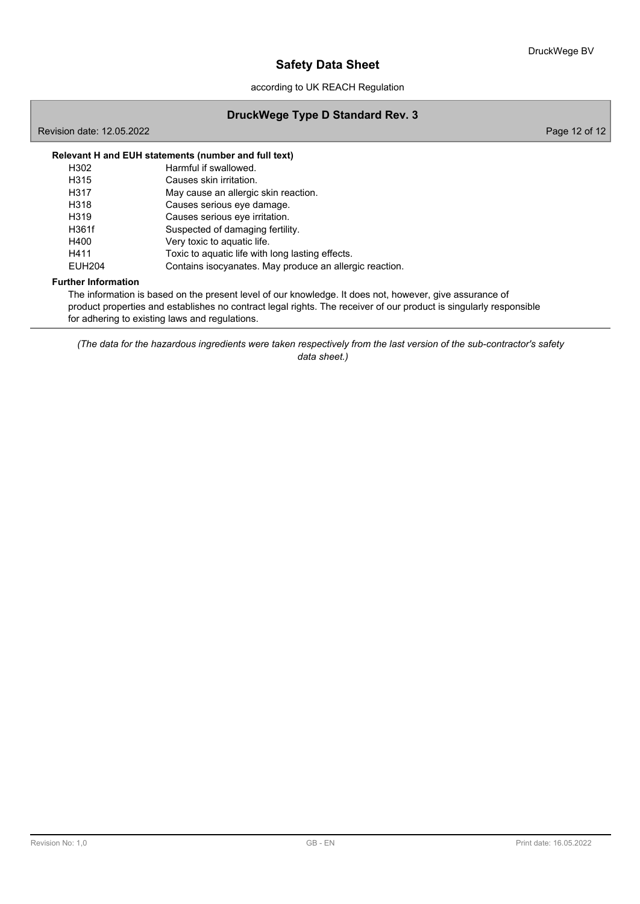**Relevant H and EUH statements (number and full text)**

| | |
|---|---|
| H302 | Harmful if swallowed. |
| H315 | Causes skin irritation. |
| H317 | May cause an allergic skin reaction. |
| H318 | Causes serious eye damage. |
| H319 | Causes serious eye irritation. |
| H361f | Suspected of damaging fertility. |
| H400 | Very toxic to aquatic life. |
| H411 | Toxic to aquatic life with long lasting effects. |
| EUH204 | Contains isocyanates. May produce an allergic reaction. |

**Further Information**

The information is based on the present level of our knowledge. It does not, however, give assurance of product properties and establishes no contract legal rights. The receiver of our product is singularly responsible for adhering to existing laws and regulations.

*(The data for the hazardous ingredients were taken respectively from the last version of the sub-contractor's safety data sheet.)*